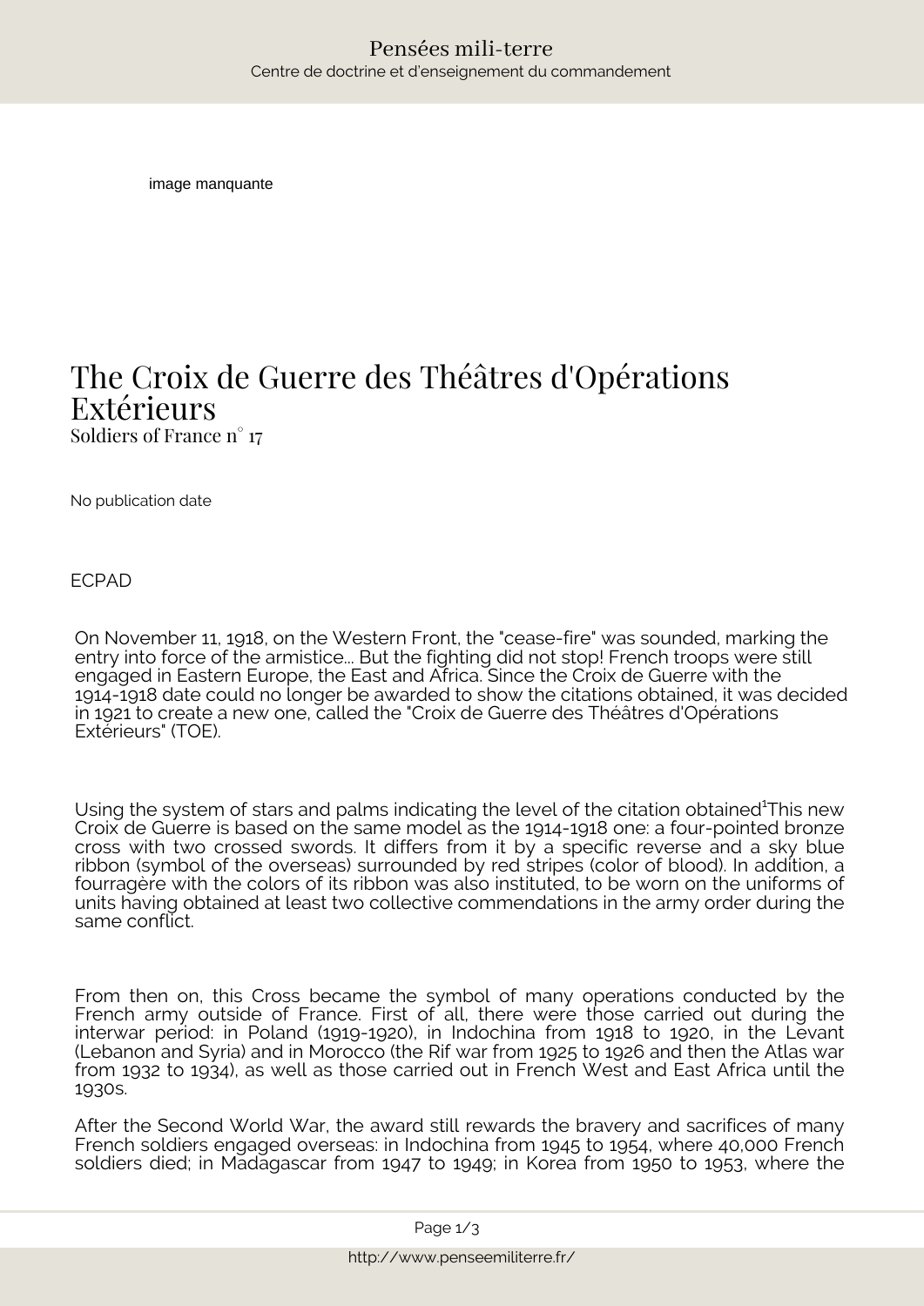image manquante

# The Croix de Guerre des Théâtres d'Opérations Extérieurs

Soldiers of France n° 17

No publication date

ECPAD

On November 11, 1918, on the Western Front, the "cease-fire" was sounded, marking the entry into force of the armistice... But the fighting did not stop! French troops were still engaged in Eastern Europe, the East and Africa. Since the Croix de Guerre with the 1914-1918 date could no longer be awarded to show the citations obtained, it was decided in 1921 to create a new one, called the "Croix de Guerre des Théâtres d'Opérations Extérieurs" (TOE).

Using the system of stars and palms indicating the level of the citation obtained[1]This new Croix de Guerre is based on the same model as the 1914-1918 one: a four-pointed bronze cross with two crossed swords. It differs from it by a specific reverse and a sky blue ribbon (symbol of the overseas) surrounded by red stripes (color of blood). In addition, a fourragère with the colors of its ribbon was also instituted, to be worn on the uniforms of units having obtained at least two collective commendations in the army order during the same conflict.

From then on, this Cross became the symbol of many operations conducted by the French army outside of France. First of all, there were those carried out during the interwar period: in Poland (1919-1920), in Indochina from 1918 to 1920, in the Levant (Lebanon and Syria) and in Morocco (the Rif war from 1925 to 1926 and then the Atlas war from 1932 to 1934), as well as those carried out in French West and East Africa until the 1930s.

After the Second World War, the award still rewards the bravery and sacrifices of many French soldiers engaged overseas: in Indochina from 1945 to 1954, where 40,000 French soldiers died; in Madagascar from 1947 to 1949; in Korea from 1950 to 1953, where the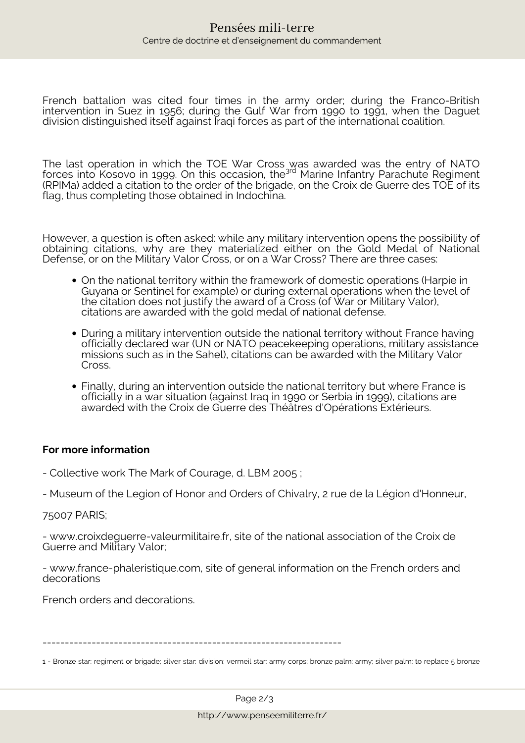French battalion was cited four times in the army order; during the Franco-British intervention in Suez in 1956; during the Gulf War from 1990 to 1991, when the Daguet division distinguished itself against Iraqi forces as part of the international coalition.

The last operation in which the TOE War Cross was awarded was the entry of NATO forces into Kosovo in 1999. On this occasion, the 3rd Marine Infantry Parachute Regiment (RPIMa) added a citation to the order of the brigade, on the Croix de Guerre des TOE of its flag, thus completing those obtained in Indochina.

However, a question is often asked: while any military intervention opens the possibility of obtaining citations, why are they materialized either on the Gold Medal of National Defense, or on the Military Valor Cross, or on a War Cross? There are three cases:

- On the national territory within the framework of domestic operations (Harpie in Guyana or Sentinel for example) or during external operations when the level of the citation does not justify the award of a Cross (of War or Military Valor), citations are awarded with the gold medal of national defense.
- During a military intervention outside the national territory without France having officially declared war (UN or NATO peacekeeping operations, military assistance missions such as in the Sahel), citations can be awarded with the Military Valor Cross.
- Finally, during an intervention outside the national territory but where France is officially in a war situation (against Iraq in 1990 or Serbia in 1999), citations are awarded with the Croix de Guerre des Théâtres d'Opérations Extérieurs.

**For more information**

- Collective work The Mark of Courage, d. LBM 2005 ;

- Museum of the Legion of Honor and Orders of Chivalry, 2 rue de la Légion d'Honneur,

75007 PARIS;

- www.croixdeguerre-valeurmilitaire.fr, site of the national association of the Croix de Guerre and Military Valor;

- www.france-phaleristique.com, site of general information on the French orders and decorations

French orders and decorations.

---

1 - Bronze star: regiment or brigade; silver star: division; vermeil star: army corps; bronze palm: army; silver palm: to replace 5 bronze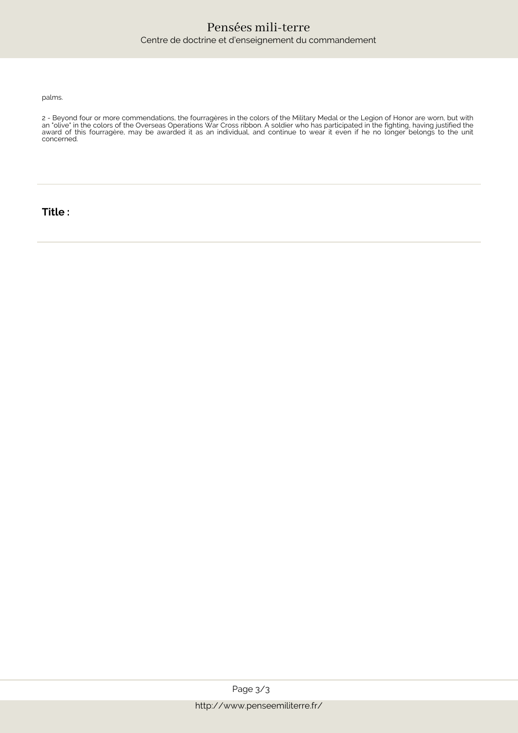palms.

2 - Beyond four or more commendations, the fourragères in the colors of the Military Medal or the Legion of Honor are worn, but with an "olive" in the colors of the Overseas Operations War Cross ribbon. A soldier who has participated in the fighting, having justified the award of this fourragère, may be awarded it as an individual, and continue to wear it even if he no longer belongs to the unit concerned.

---

**Title :**

---